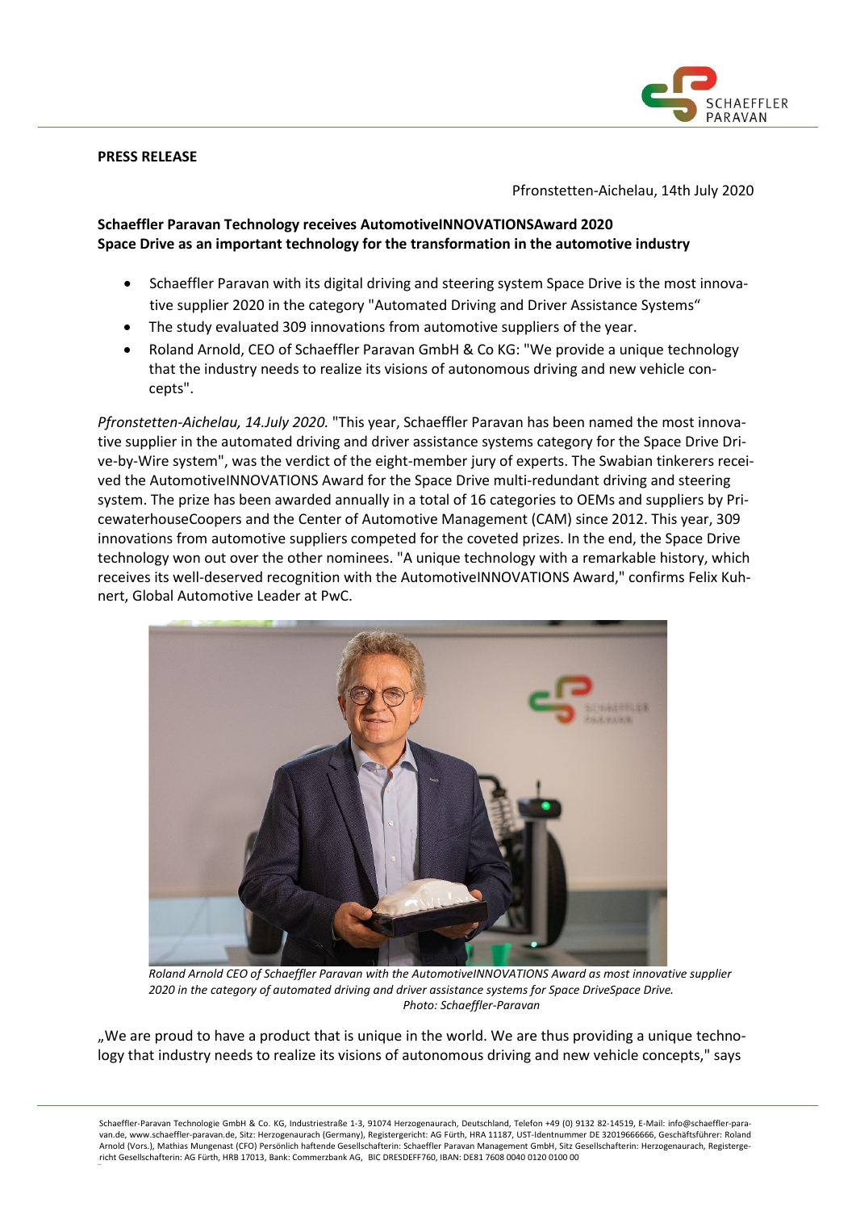**PRESS RELEASE**

Pfronstetten-Aichelau, 14th July 2020

**Schaeffler Paravan Technology receives AutomotiveINNOVATIONSAward 2020**
**Space Drive as an important technology for the transformation in the automotive industry**

- Schaeffler Paravan with its digital driving and steering system Space Drive is the most innovative supplier 2020 in the category "Automated Driving and Driver Assistance Systems“
- The study evaluated 309 innovations from automotive suppliers of the year.
- Roland Arnold, CEO of Schaeffler Paravan GmbH & Co KG: "We provide a unique technology that the industry needs to realize its visions of autonomous driving and new vehicle concepts".

*Pfronstetten-Aichelau, 14.July 2020.* "This year, Schaeffler Paravan has been named the most innovative supplier in the automated driving and driver assistance systems category for the Space Drive Drive-by-Wire system", was the verdict of the eight-member jury of experts. The Swabian tinkerers received the AutomotiveINNOVATIONS Award for the Space Drive multi-redundant driving and steering system. The prize has been awarded annually in a total of 16 categories to OEMs and suppliers by PricewaterhouseCoopers and the Center of Automotive Management (CAM) since 2012. This year, 309 innovations from automotive suppliers competed for the coveted prizes. In the end, the Space Drive technology won out over the other nominees. "A unique technology with a remarkable history, which receives its well-deserved recognition with the AutomotiveINNOVATIONS Award," confirms Felix Kuhnert, Global Automotive Leader at PwC.

*Roland Arnold CEO of Schaeffler Paravan with the AutomotiveINNOVATIONS Award as most innovative supplier 2020 in the category of automated driving and driver assistance systems for Space DriveSpace Drive.*
*Photo: Schaeffler-Paravan*

„We are proud to have a product that is unique in the world. We are thus providing a unique technology that industry needs to realize its visions of autonomous driving and new vehicle concepts," says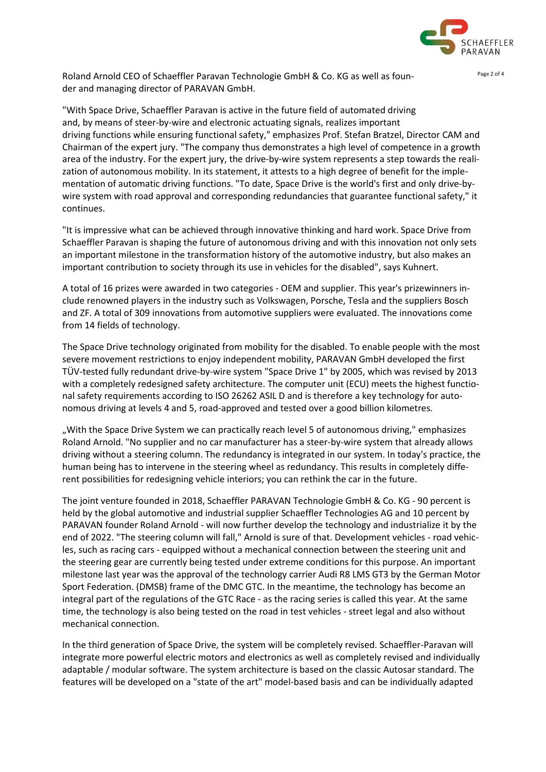Roland Arnold CEO of Schaeffler Paravan Technologie GmbH & Co. KG as well as founder and managing director of PARAVAN GmbH.

"With Space Drive, Schaeffler Paravan is active in the future field of automated driving and, by means of steer-by-wire and electronic actuating signals, realizes important driving functions while ensuring functional safety," emphasizes Prof. Stefan Bratzel, Director CAM and Chairman of the expert jury. "The company thus demonstrates a high level of competence in a growth area of the industry. For the expert jury, the drive-by-wire system represents a step towards the realization of autonomous mobility. In its statement, it attests to a high degree of benefit for the implementation of automatic driving functions. "To date, Space Drive is the world's first and only drive-by-wire system with road approval and corresponding redundancies that guarantee functional safety," it continues.

"It is impressive what can be achieved through innovative thinking and hard work. Space Drive from Schaeffler Paravan is shaping the future of autonomous driving and with this innovation not only sets an important milestone in the transformation history of the automotive industry, but also makes an important contribution to society through its use in vehicles for the disabled", says Kuhnert.

A total of 16 prizes were awarded in two categories - OEM and supplier. This year's prizewinners include renowned players in the industry such as Volkswagen, Porsche, Tesla and the suppliers Bosch and ZF. A total of 309 innovations from automotive suppliers were evaluated. The innovations come from 14 fields of technology.

The Space Drive technology originated from mobility for the disabled. To enable people with the most severe movement restrictions to enjoy independent mobility, PARAVAN GmbH developed the first TÜV-tested fully redundant drive-by-wire system "Space Drive 1" by 2005, which was revised by 2013 with a completely redesigned safety architecture. The computer unit (ECU) meets the highest functional safety requirements according to ISO 26262 ASIL D and is therefore a key technology for autonomous driving at levels 4 and 5, road-approved and tested over a good billion kilometres.

„With the Space Drive System we can practically reach level 5 of autonomous driving," emphasizes Roland Arnold. "No supplier and no car manufacturer has a steer-by-wire system that already allows driving without a steering column. The redundancy is integrated in our system. In today's practice, the human being has to intervene in the steering wheel as redundancy. This results in completely different possibilities for redesigning vehicle interiors; you can rethink the car in the future.

The joint venture founded in 2018, Schaeffler PARAVAN Technologie GmbH & Co. KG - 90 percent is held by the global automotive and industrial supplier Schaeffler Technologies AG and 10 percent by PARAVAN founder Roland Arnold - will now further develop the technology and industrialize it by the end of 2022. "The steering column will fall," Arnold is sure of that. Development vehicles - road vehicles, such as racing cars - equipped without a mechanical connection between the steering unit and the steering gear are currently being tested under extreme conditions for this purpose. An important milestone last year was the approval of the technology carrier Audi R8 LMS GT3 by the German Motor Sport Federation. (DMSB) frame of the DMC GTC. In the meantime, the technology has become an integral part of the regulations of the GTC Race - as the racing series is called this year. At the same time, the technology is also being tested on the road in test vehicles - street legal and also without mechanical connection.

In the third generation of Space Drive, the system will be completely revised. Schaeffler-Paravan will integrate more powerful electric motors and electronics as well as completely revised and individually adaptable / modular software. The system architecture is based on the classic Autosar standard. The features will be developed on a "state of the art" model-based basis and can be individually adapted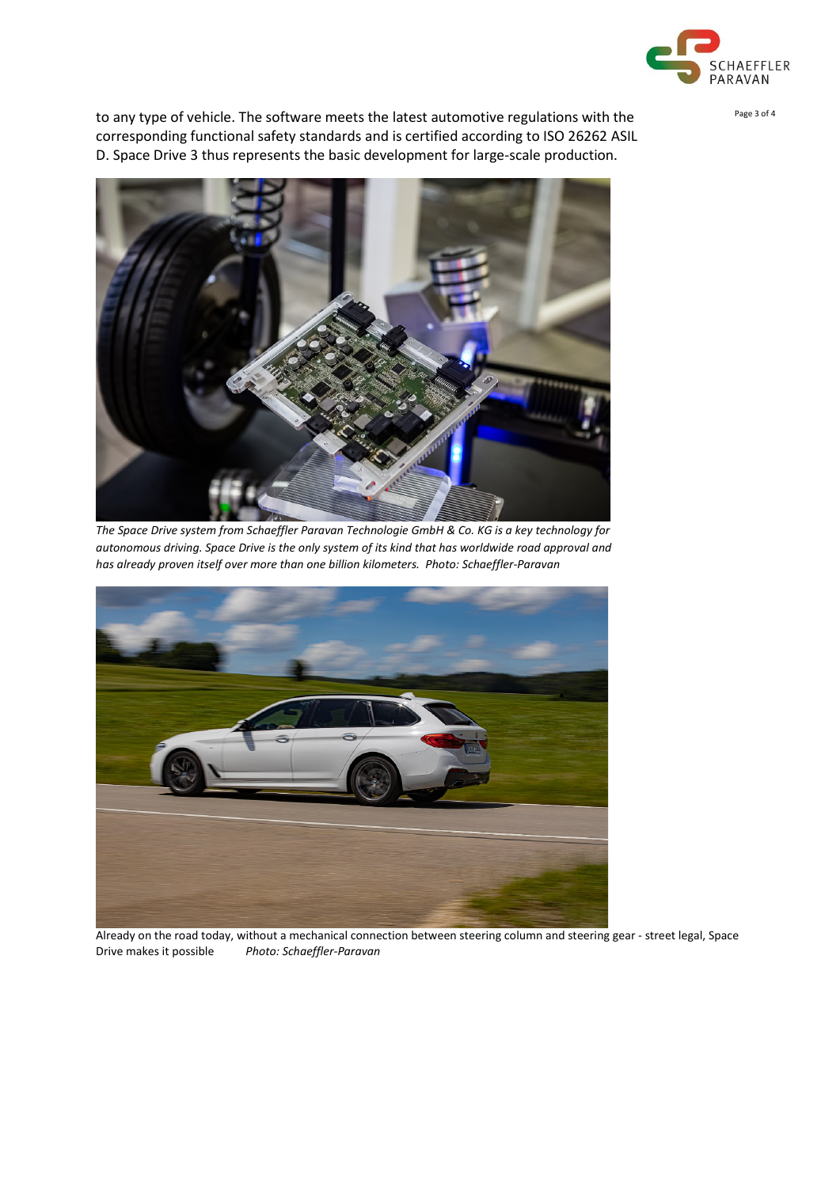to any type of vehicle. The software meets the latest automotive regulations with the corresponding functional safety standards and is certified according to ISO 26262 ASIL D. Space Drive 3 thus represents the basic development for large-scale production.

*The Space Drive system from Schaeffler Paravan Technologie GmbH & Co. KG is a key technology for autonomous driving. Space Drive is the only system of its kind that has worldwide road approval and has already proven itself over more than one billion kilometers. Photo: Schaeffler-Paravan*

Already on the road today, without a mechanical connection between steering column and steering gear - street legal, Space Drive makes it possible *Photo: Schaeffler-Paravan*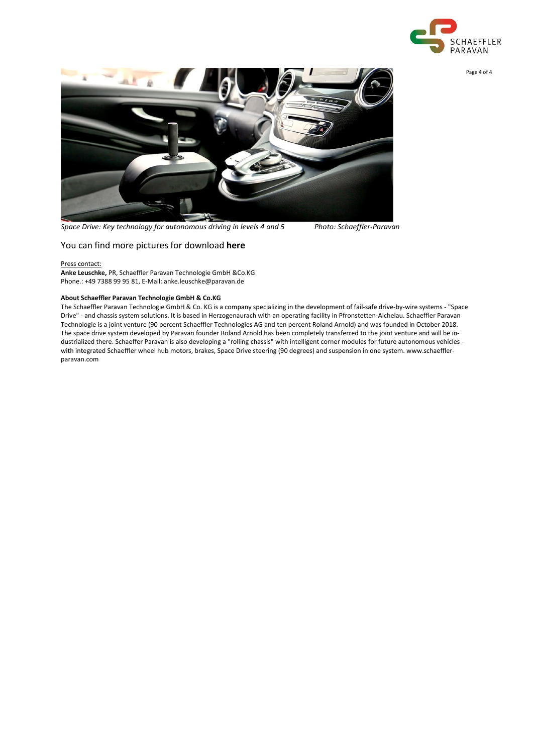*Space Drive: Key technology for autonomous driving in levels 4 and 5* *Photo: Schaeffler-Paravan*

You can find more pictures for download **here**

Press contact:
**Anke Leuschke,** PR, Schaeffler Paravan Technologie GmbH &Co.KG
Phone.: +49 7388 99 95 81, E-Mail: anke.leuschke@paravan.de

**About Schaeffler Paravan Technologie GmbH & Co.KG**

The Schaeffler Paravan Technologie GmbH & Co. KG is a company specializing in the development of fail-safe drive-by-wire systems - "Space Drive" - and chassis system solutions. It is based in Herzogenaurach with an operating facility in Pfronstetten-Aichelau. Schaeffler Paravan Technologie is a joint venture (90 percent Schaeffler Technologies AG and ten percent Roland Arnold) and was founded in October 2018. The space drive system developed by Paravan founder Roland Arnold has been completely transferred to the joint venture and will be industrialized there. Schaeffer Paravan is also developing a "rolling chassis" with intelligent corner modules for future autonomous vehicles - with integrated Schaeffler wheel hub motors, brakes, Space Drive steering (90 degrees) and suspension in one system. www.schaeffler-paravan.com